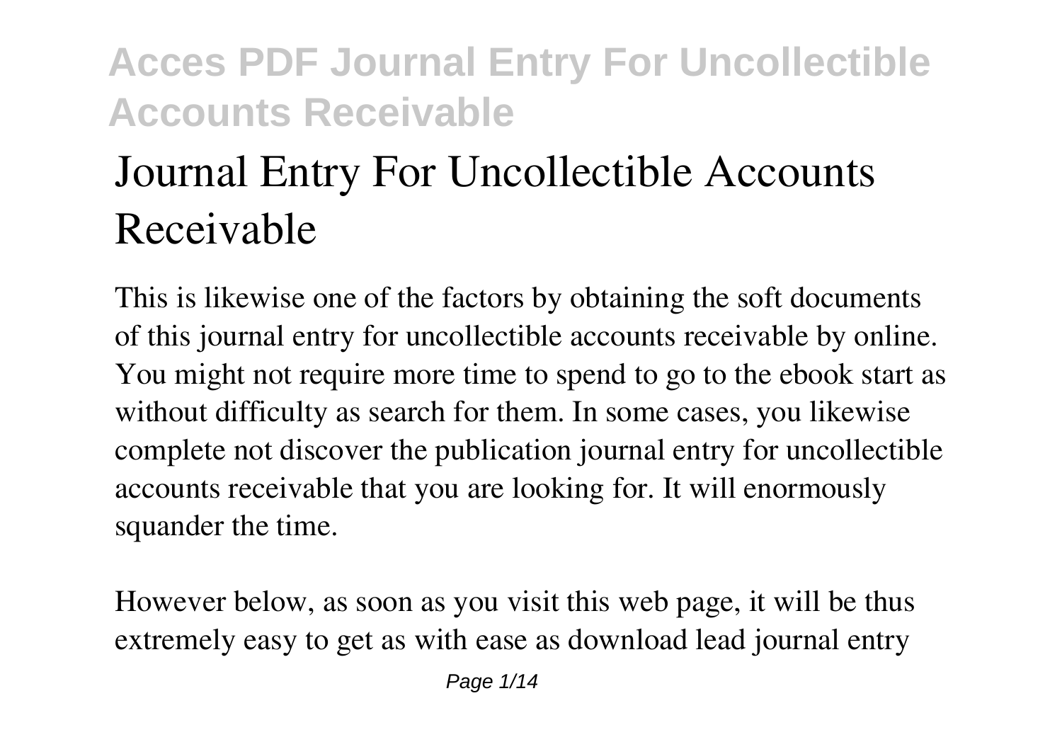# Journal Entry For Uncollectible Accounts Receivable

This is likewise one of the factors by obtaining the soft documents of this journal entry for uncollectible accounts receivable by online. You might not require more time to spend to go to the ebook start as without difficulty as search for them. In some cases, you likewise complete not discover the publication journal entry for uncollectible accounts receivable that you are looking for. It will enormously squander the time.

However below, as soon as you visit this web page, it will be thus extremely easy to get as with ease as download lead journal entry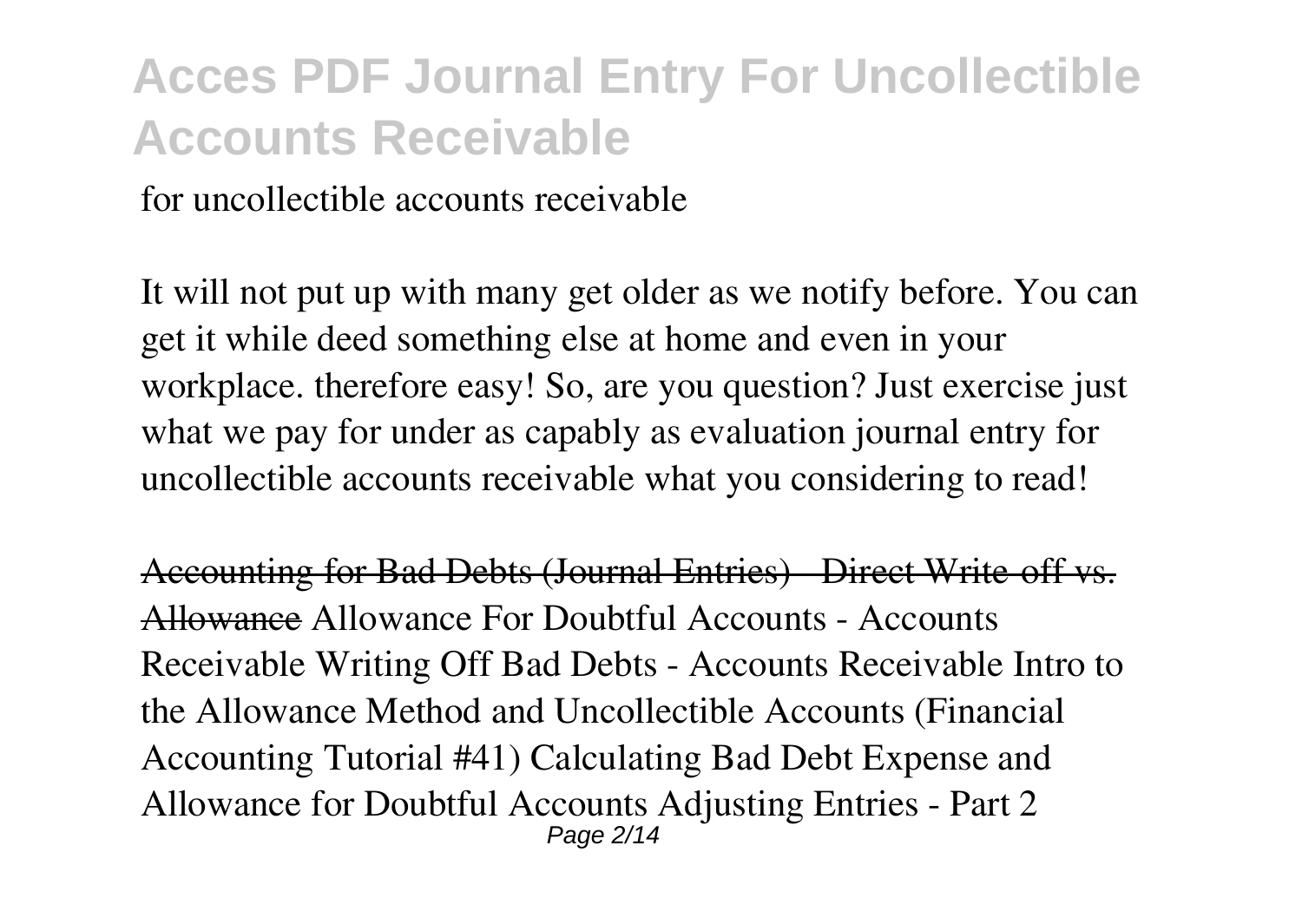for uncollectible accounts receivable

It will not put up with many get older as we notify before. You can get it while deed something else at home and even in your workplace. therefore easy! So, are you question? Just exercise just what we pay for under as capably as evaluation journal entry for uncollectible accounts receivable what you considering to read!

~~Accounting for Bad Debts (Journal Entries) - Direct Write-off vs. Allowance~~ Allowance For Doubtful Accounts - Accounts Receivable Writing Off Bad Debts - Accounts Receivable Intro to the Allowance Method and Uncollectible Accounts (Financial Accounting Tutorial #41) Calculating Bad Debt Expense and Allowance for Doubtful Accounts Adjusting Entries - Part 2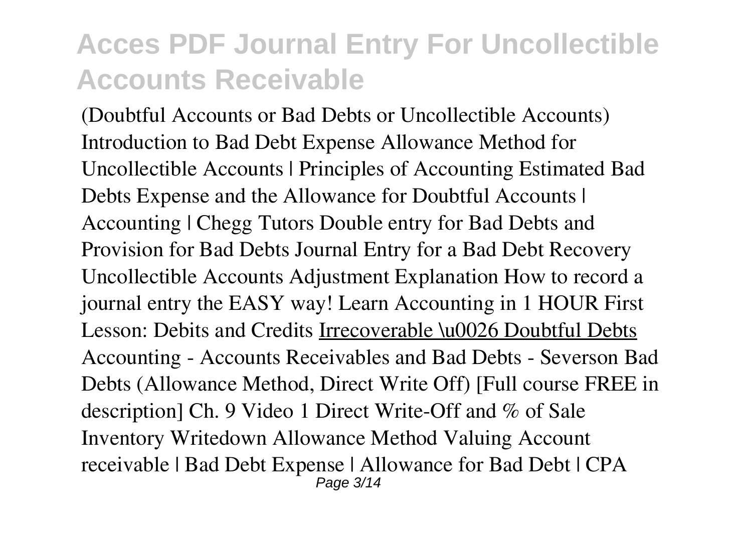(Doubtful Accounts or Bad Debts or Uncollectible Accounts) Introduction to Bad Debt Expense Allowance Method for Uncollectible Accounts | Principles of Accounting Estimated Bad Debts Expense and the Allowance for Doubtful Accounts | Accounting | Chegg Tutors Double entry for Bad Debts and Provision for Bad Debts Journal Entry for a Bad Debt Recovery Uncollectible Accounts Adjustment Explanation How to record a journal entry the EASY way! Learn Accounting in 1 HOUR First Lesson: Debits and Credits Irrecoverable \u0026 Doubtful Debts Accounting - Accounts Receivables and Bad Debts - Severson Bad Debts (Allowance Method, Direct Write Off) [Full course FREE in description] Ch. 9 Video 1 Direct Write-Off and % of Sale Inventory Writedown Allowance Method Valuing Account receivable | Bad Debt Expense | Allowance for Bad Debt | CPA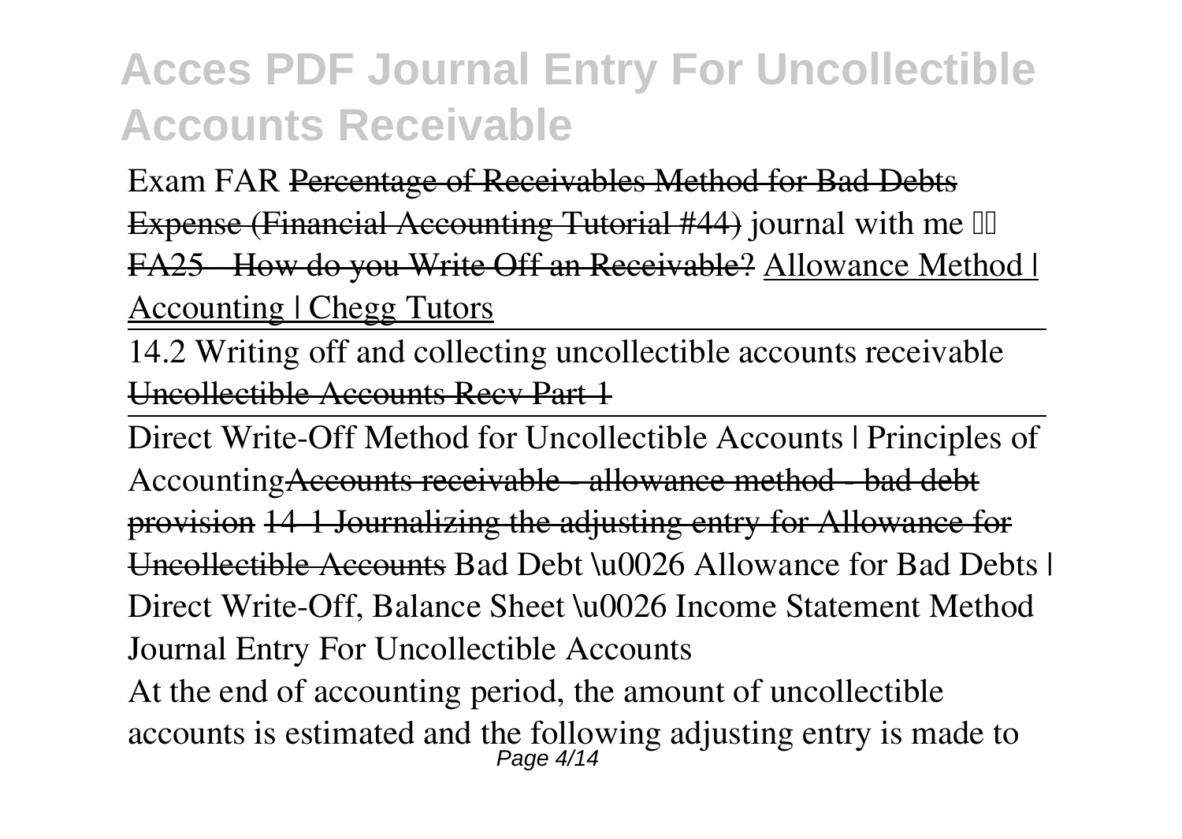Exam FAR ~~Percentage of Receivables Method for Bad Debts Expense (Financial Accounting Tutorial #44)~~ journal with me
~~FA25 - How do you Write Off an Receivable?~~ Allowance Method | Accounting | Chegg Tutors

14.2 Writing off and collecting uncollectible accounts receivable
~~Uncollectible Accounts Recv Part 1~~

Direct Write-Off Method for Uncollectible Accounts | Principles of Accounting~~Accounts receivable - allowance method - bad debt provision~~ ~~14-1 Journalizing the adjusting entry for Allowance for Uncollectible Accounts~~ Bad Debt \u0026 Allowance for Bad Debts | Direct Write-Off, Balance Sheet \u0026 Income Statement Method

Journal Entry For Uncollectible Accounts

At the end of accounting period, the amount of uncollectible accounts is estimated and the following adjusting entry is made to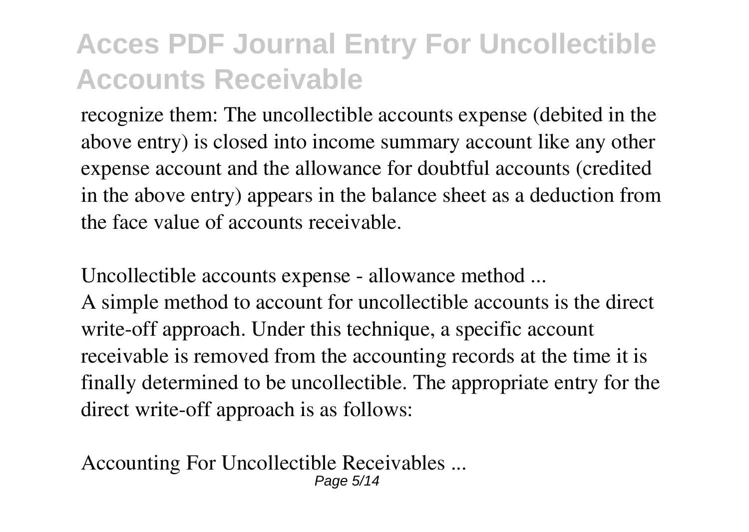recognize them: The uncollectible accounts expense (debited in the above entry) is closed into income summary account like any other expense account and the allowance for doubtful accounts (credited in the above entry) appears in the balance sheet as a deduction from the face value of accounts receivable.

*Uncollectible accounts expense - allowance method ...*

A simple method to account for uncollectible accounts is the direct write-off approach. Under this technique, a specific account receivable is removed from the accounting records at the time it is finally determined to be uncollectible. The appropriate entry for the direct write-off approach is as follows:

*Accounting For Uncollectible Receivables ...*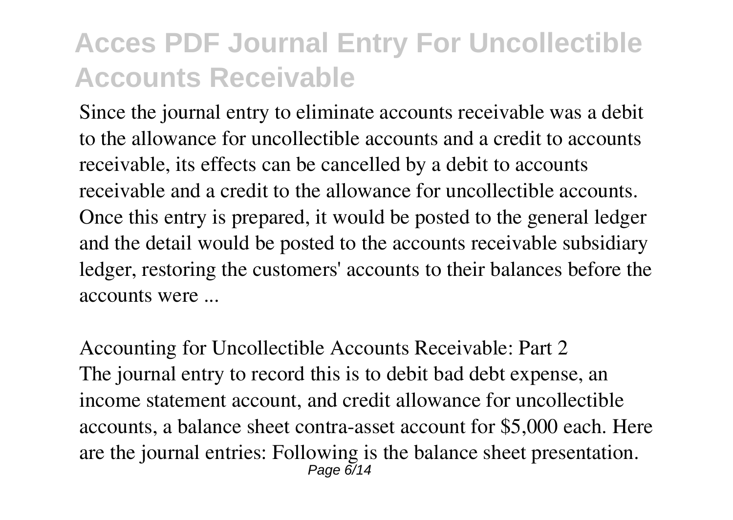Since the journal entry to eliminate accounts receivable was a debit to the allowance for uncollectible accounts and a credit to accounts receivable, its effects can be cancelled by a debit to accounts receivable and a credit to the allowance for uncollectible accounts. Once this entry is prepared, it would be posted to the general ledger and the detail would be posted to the accounts receivable subsidiary ledger, restoring the customers' accounts to their balances before the accounts were ...

*Accounting for Uncollectible Accounts Receivable: Part 2*

The journal entry to record this is to debit bad debt expense, an income statement account, and credit allowance for uncollectible accounts, a balance sheet contra-asset account for $5,000 each. Here are the journal entries: Following is the balance sheet presentation.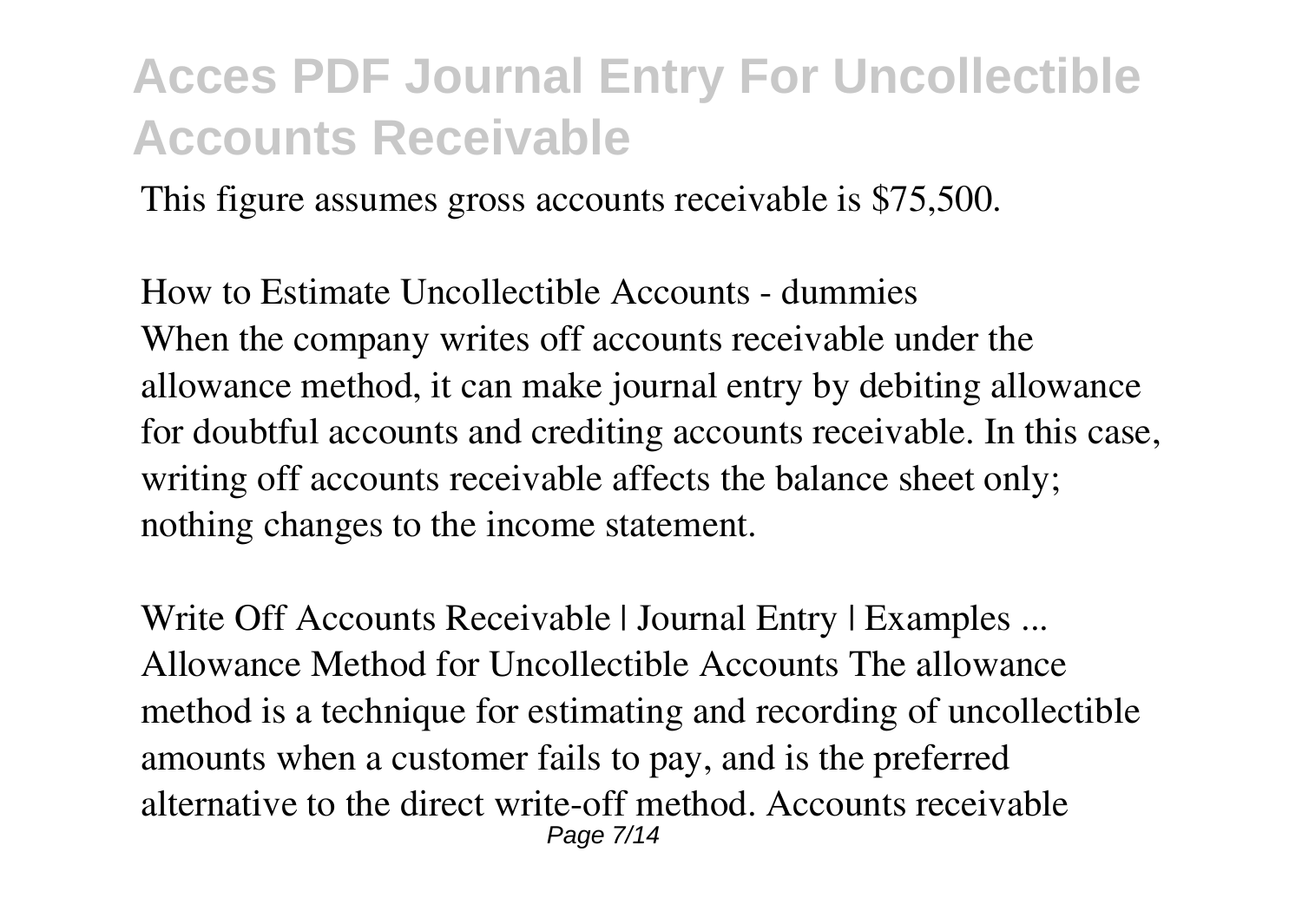This figure assumes gross accounts receivable is $75,500.

*How to Estimate Uncollectible Accounts - dummies*
When the company writes off accounts receivable under the allowance method, it can make journal entry by debiting allowance for doubtful accounts and crediting accounts receivable. In this case, writing off accounts receivable affects the balance sheet only; nothing changes to the income statement.

*Write Off Accounts Receivable | Journal Entry | Examples ...*
Allowance Method for Uncollectible Accounts The allowance method is a technique for estimating and recording of uncollectible amounts when a customer fails to pay, and is the preferred alternative to the direct write-off method. Accounts receivable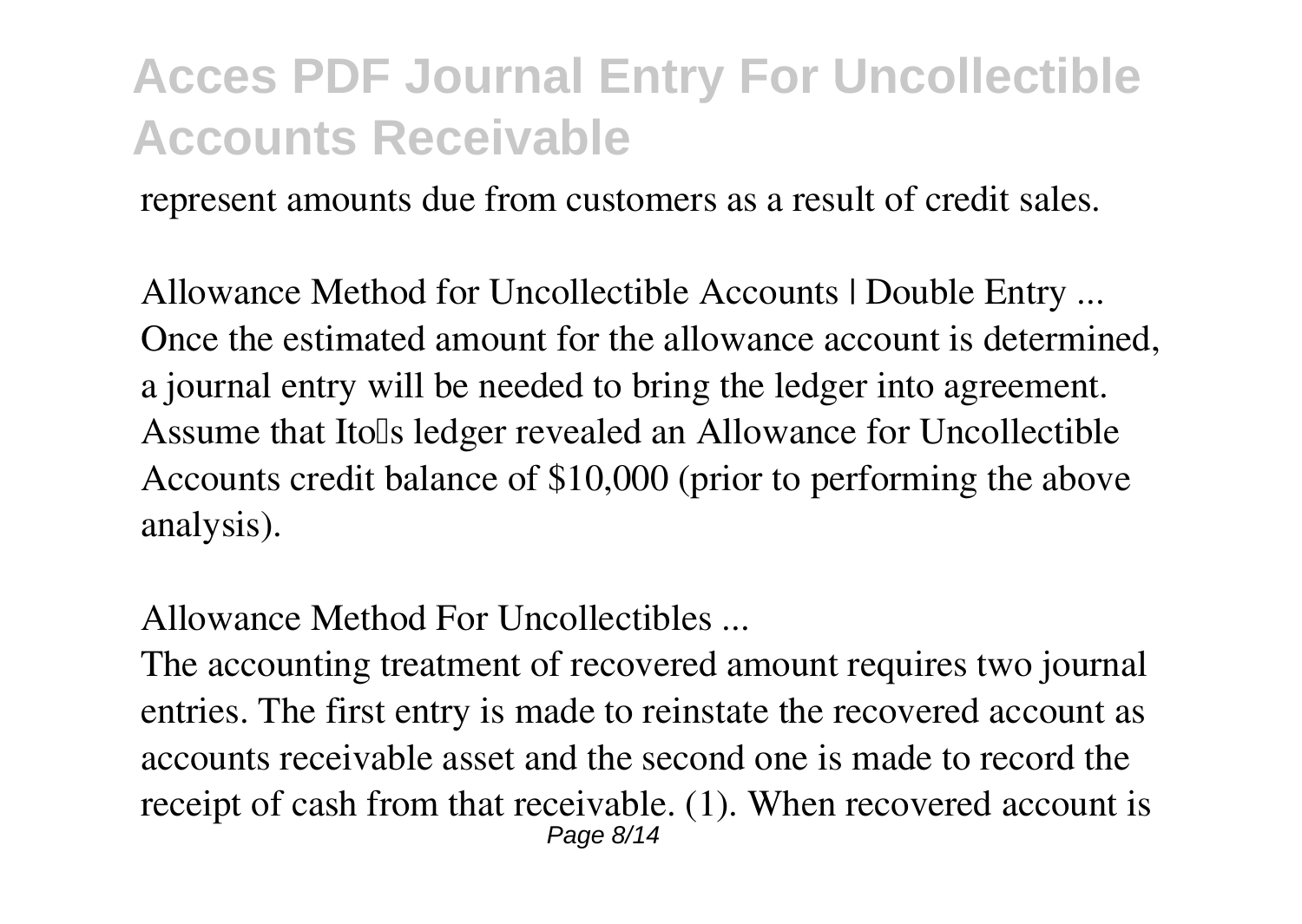represent amounts due from customers as a result of credit sales.

*Allowance Method for Uncollectible Accounts | Double Entry ...*
Once the estimated amount for the allowance account is determined, a journal entry will be needed to bring the ledger into agreement. Assume that Ito's ledger revealed an Allowance for Uncollectible Accounts credit balance of $10,000 (prior to performing the above analysis).

*Allowance Method For Uncollectibles ...*
The accounting treatment of recovered amount requires two journal entries. The first entry is made to reinstate the recovered account as accounts receivable asset and the second one is made to record the receipt of cash from that receivable. (1). When recovered account is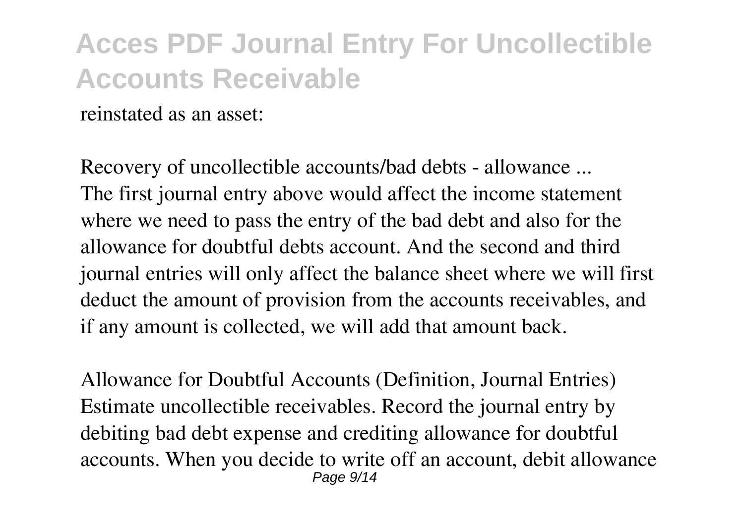reinstated as an asset:

Recovery of uncollectible accounts/bad debts - allowance ...
The first journal entry above would affect the income statement where we need to pass the entry of the bad debt and also for the allowance for doubtful debts account. And the second and third journal entries will only affect the balance sheet where we will first deduct the amount of provision from the accounts receivables, and if any amount is collected, we will add that amount back.

Allowance for Doubtful Accounts (Definition, Journal Entries)
Estimate uncollectible receivables. Record the journal entry by debiting bad debt expense and crediting allowance for doubtful accounts. When you decide to write off an account, debit allowance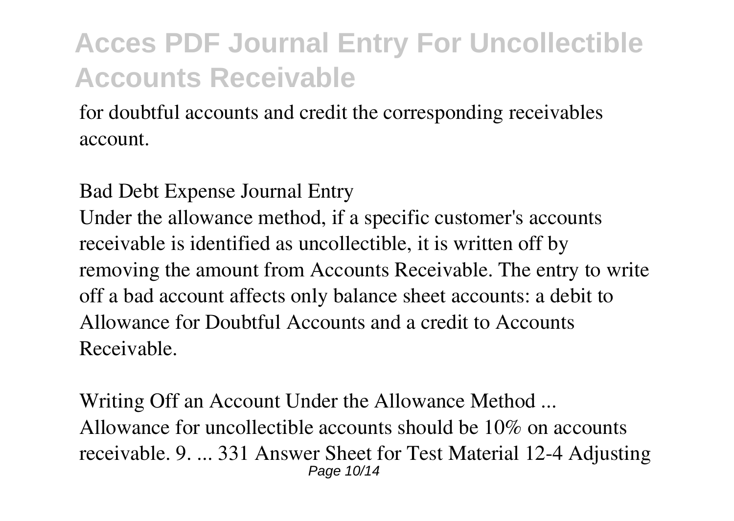for doubtful accounts and credit the corresponding receivables account.

*Bad Debt Expense Journal Entry*

Under the allowance method, if a specific customer's accounts receivable is identified as uncollectible, it is written off by removing the amount from Accounts Receivable. The entry to write off a bad account affects only balance sheet accounts: a debit to Allowance for Doubtful Accounts and a credit to Accounts Receivable.

*Writing Off an Account Under the Allowance Method ...*

Allowance for uncollectible accounts should be 10% on accounts receivable. 9. ... 331 Answer Sheet for Test Material 12-4 Adjusting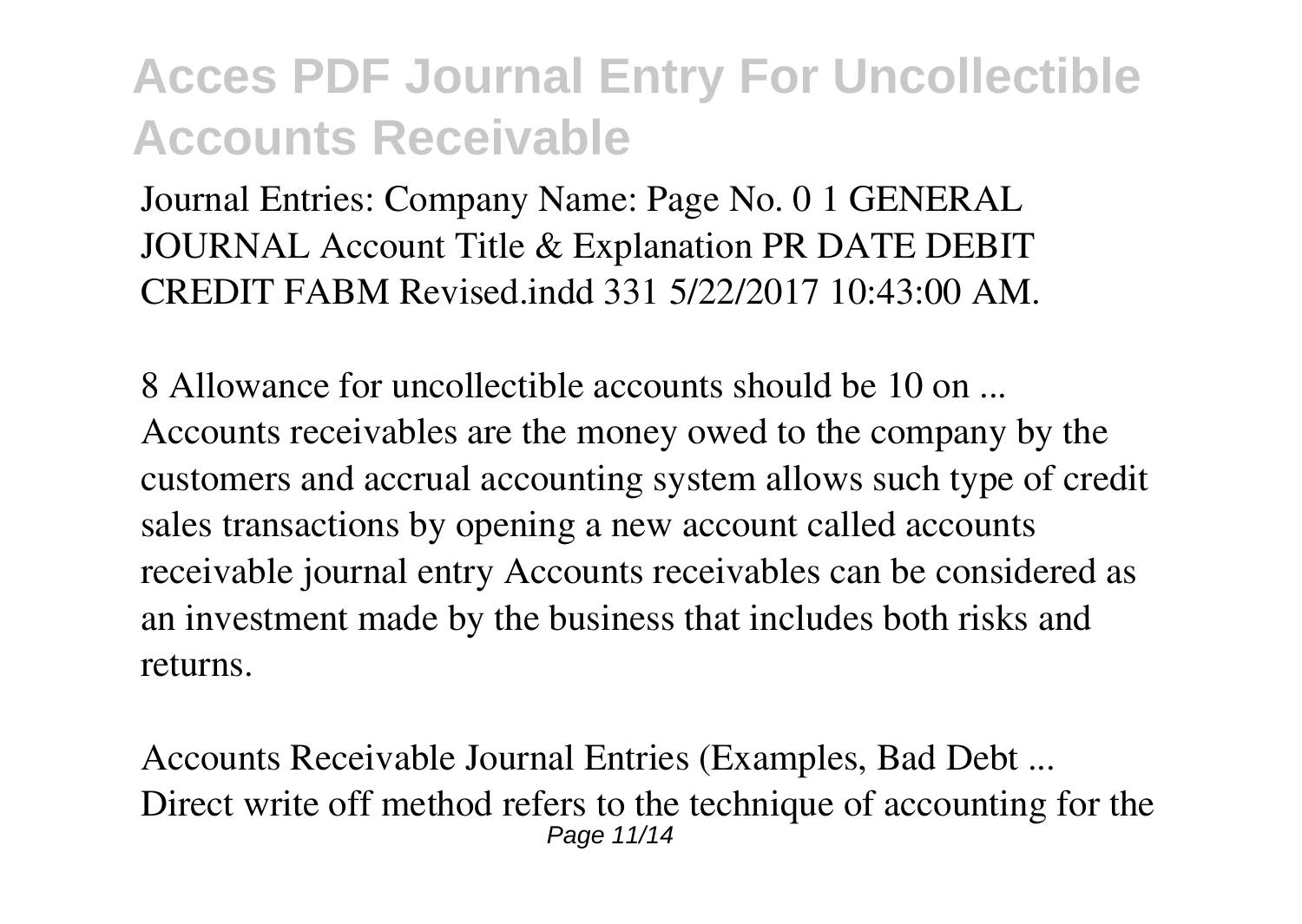Journal Entries: Company Name: Page No. 0 1 GENERAL JOURNAL Account Title & Explanation PR DATE DEBIT CREDIT FABM Revised.indd 331 5/22/2017 10:43:00 AM.

*8 Allowance for uncollectible accounts should be 10 on ...*

Accounts receivables are the money owed to the company by the customers and accrual accounting system allows such type of credit sales transactions by opening a new account called accounts receivable journal entry Accounts receivables can be considered as an investment made by the business that includes both risks and returns.

*Accounts Receivable Journal Entries (Examples, Bad Debt ...*

Direct write off method refers to the technique of accounting for the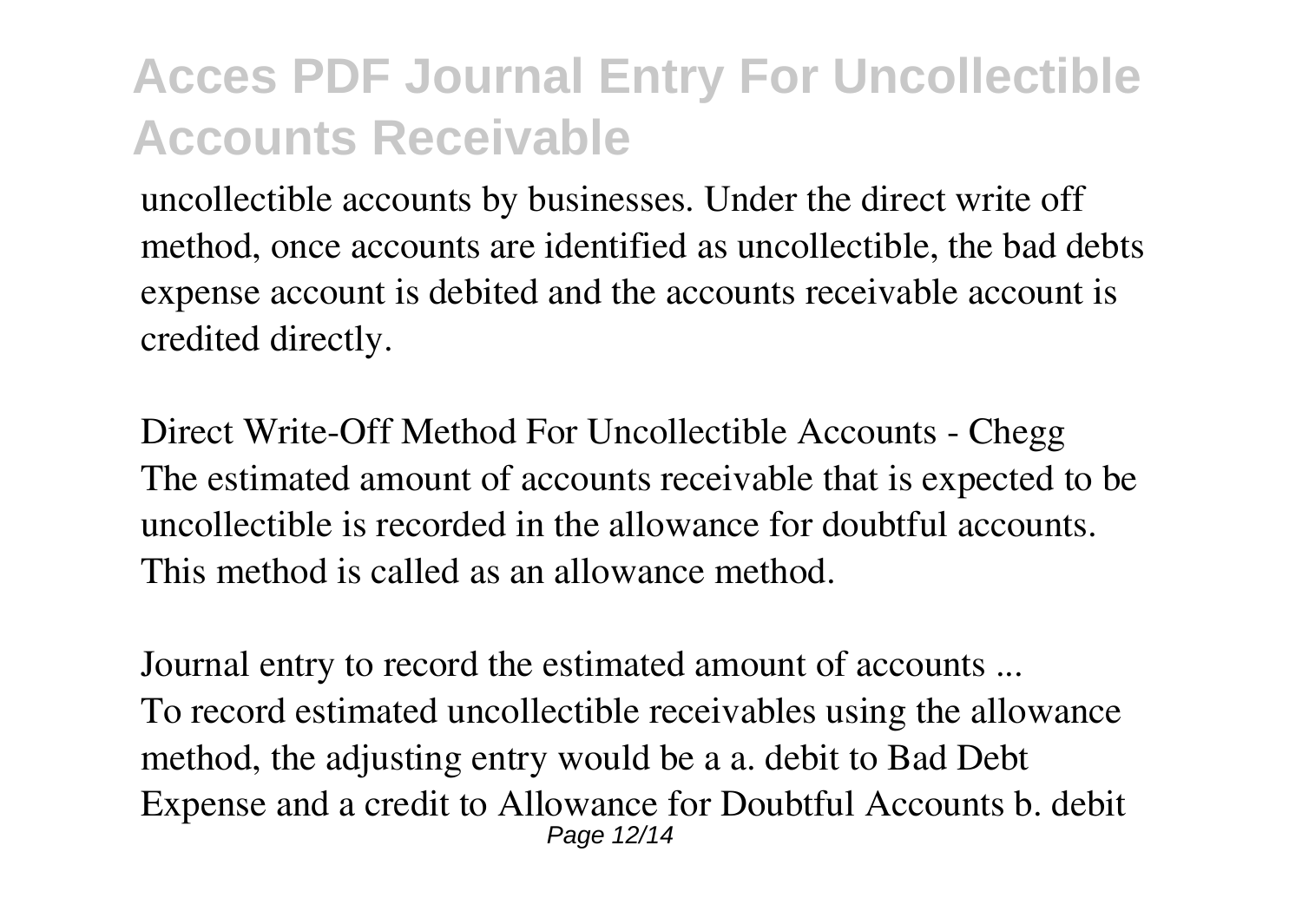uncollectible accounts by businesses. Under the direct write off method, once accounts are identified as uncollectible, the bad debts expense account is debited and the accounts receivable account is credited directly.

*Direct Write-Off Method For Uncollectible Accounts - Chegg*
The estimated amount of accounts receivable that is expected to be uncollectible is recorded in the allowance for doubtful accounts. This method is called as an allowance method.

*Journal entry to record the estimated amount of accounts ...*
To record estimated uncollectible receivables using the allowance method, the adjusting entry would be a a. debit to Bad Debt Expense and a credit to Allowance for Doubtful Accounts b. debit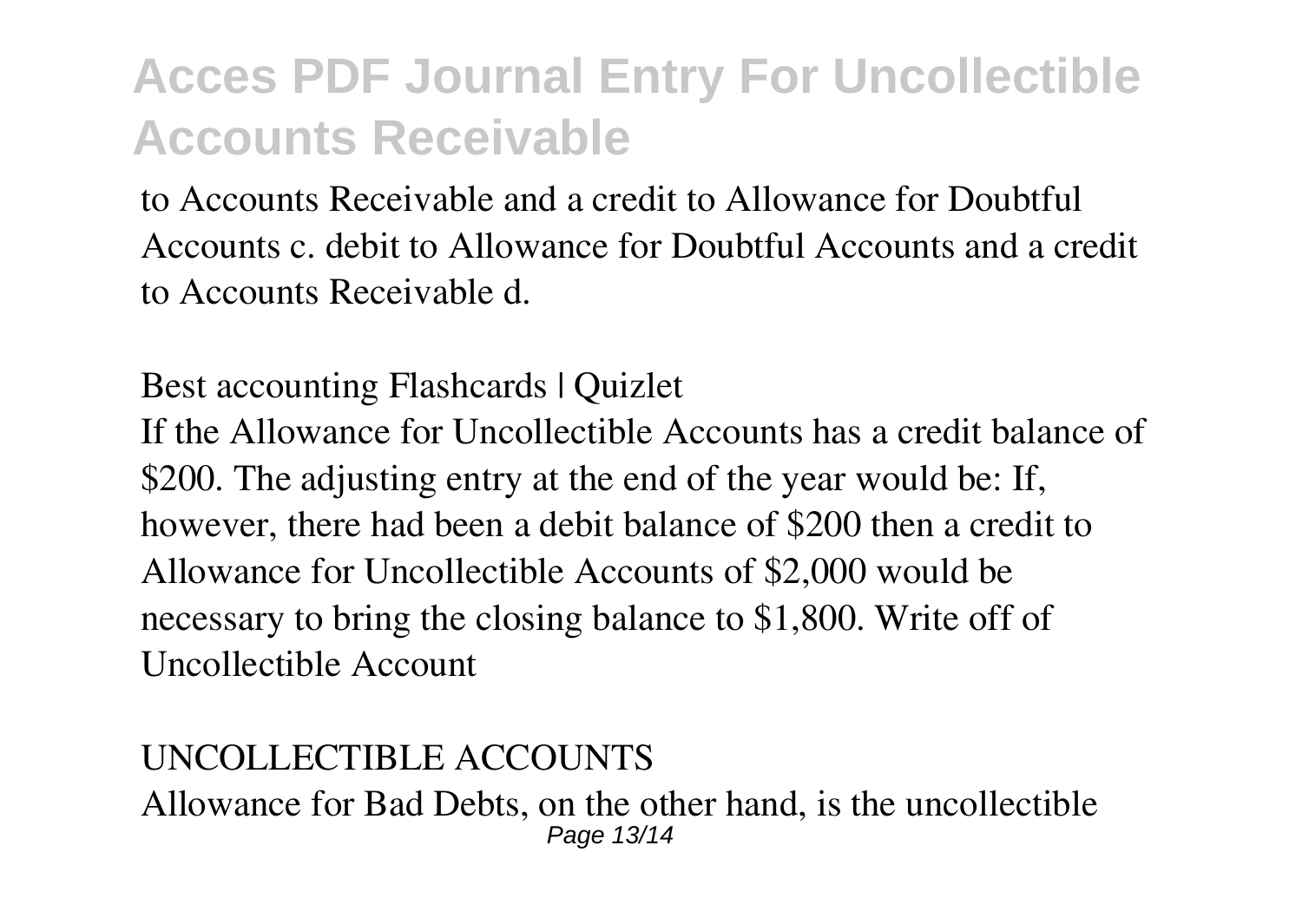to Accounts Receivable and a credit to Allowance for Doubtful Accounts c. debit to Allowance for Doubtful Accounts and a credit to Accounts Receivable d.

Best accounting Flashcards | Quizlet

If the Allowance for Uncollectible Accounts has a credit balance of $200. The adjusting entry at the end of the year would be: If, however, there had been a debit balance of $200 then a credit to Allowance for Uncollectible Accounts of $2,000 would be necessary to bring the closing balance to $1,800. Write off of Uncollectible Account

UNCOLLECTIBLE ACCOUNTS

Allowance for Bad Debts, on the other hand, is the uncollectible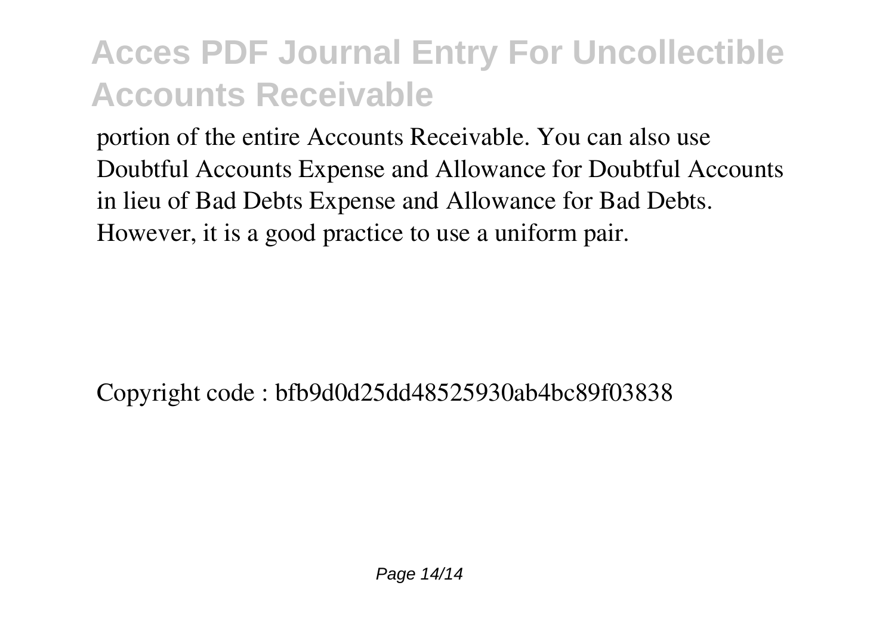portion of the entire Accounts Receivable. You can also use Doubtful Accounts Expense and Allowance for Doubtful Accounts in lieu of Bad Debts Expense and Allowance for Bad Debts. However, it is a good practice to use a uniform pair.

Copyright code : bfb9d0d25dd48525930ab4bc89f03838